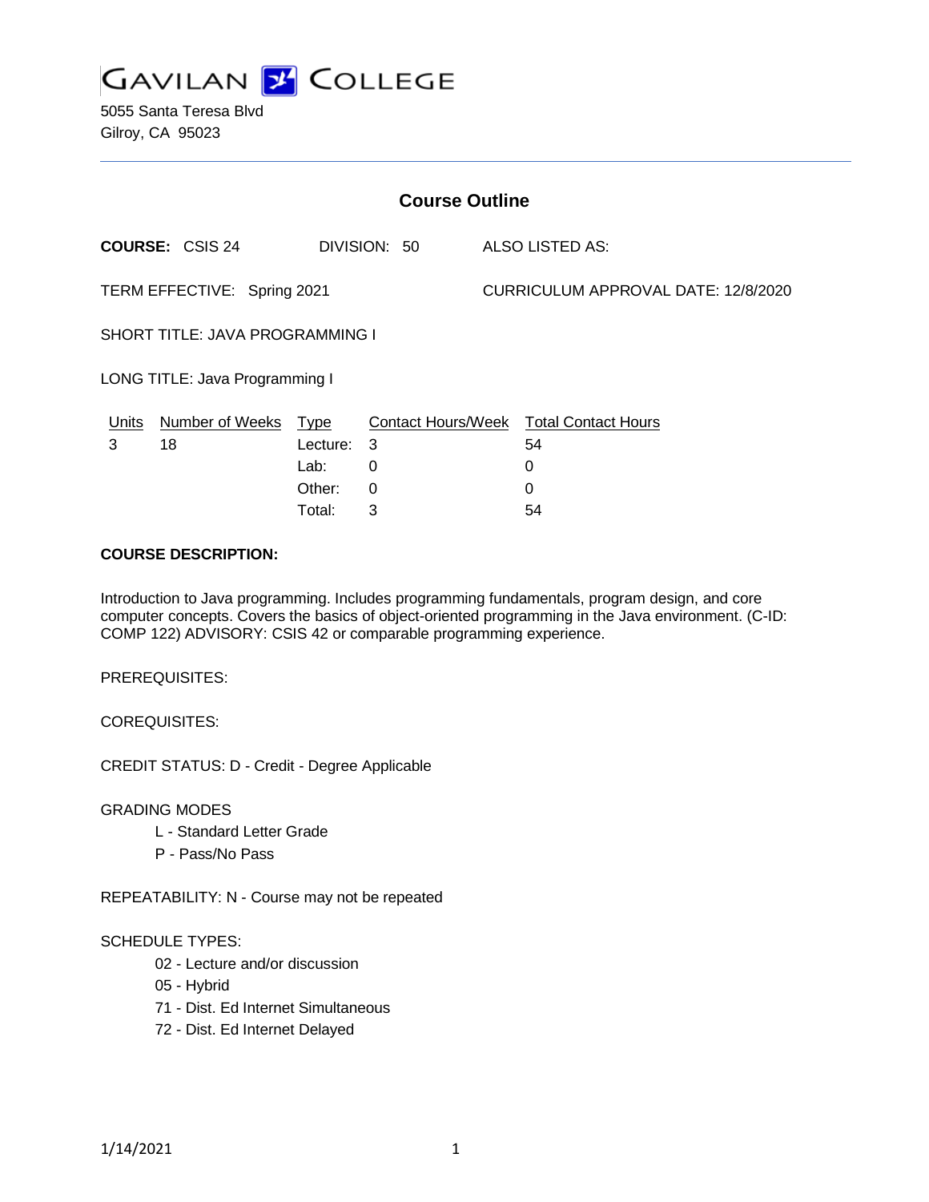# GAVILAN COLLEGE

5055 Santa Teresa Blvd
Gilroy, CA 95023

## Course Outline

**COURSE:** CSIS 24 DIVISION: 50 ALSO LISTED AS:

TERM EFFECTIVE: Spring 2021 CURRICULUM APPROVAL DATE: 12/8/2020

SHORT TITLE: JAVA PROGRAMMING I

LONG TITLE: Java Programming I

| Units | Number of Weeks | Type | Contact Hours/Week | Total Contact Hours |
|---|---|---|---|---|
| 3 | 18 | Lecture: | 3 | 54 |
| | | Lab: | 0 | 0 |
| | | Other: | 0 | 0 |
| | | Total: | 3 | 54 |

**COURSE DESCRIPTION:**

Introduction to Java programming. Includes programming fundamentals, program design, and core computer concepts. Covers the basics of object-oriented programming in the Java environment. (C-ID: COMP 122) ADVISORY: CSIS 42 or comparable programming experience.

PREREQUISITES:

COREQUISITES:

CREDIT STATUS: D - Credit - Degree Applicable

GRADING MODES

- L - Standard Letter Grade
- P - Pass/No Pass

REPEATABILITY: N - Course may not be repeated

SCHEDULE TYPES:

- 02 - Lecture and/or discussion
- 05 - Hybrid
- 71 - Dist. Ed Internet Simultaneous
- 72 - Dist. Ed Internet Delayed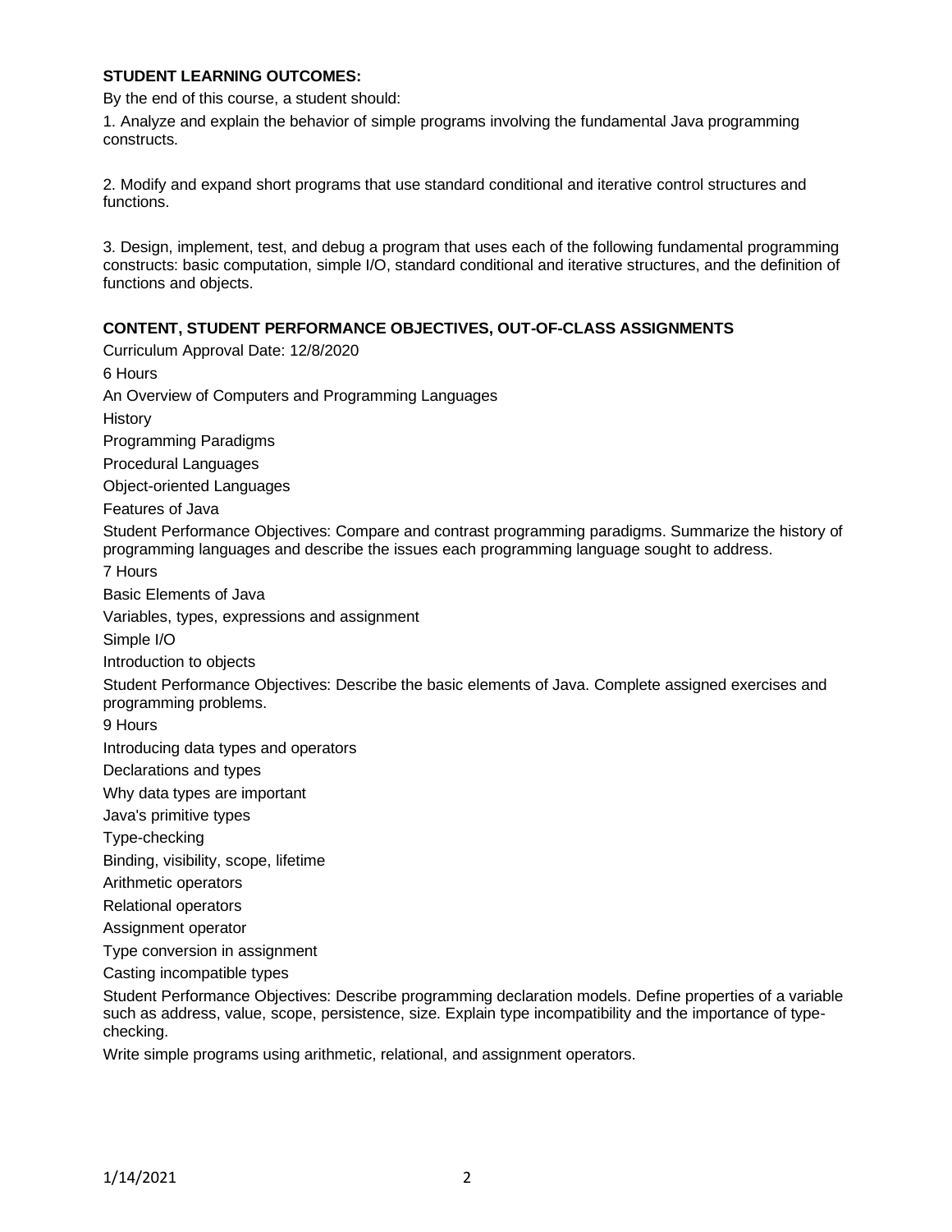**STUDENT LEARNING OUTCOMES:**

By the end of this course, a student should:

1. Analyze and explain the behavior of simple programs involving the fundamental Java programming constructs.

2. Modify and expand short programs that use standard conditional and iterative control structures and functions.

3. Design, implement, test, and debug a program that uses each of the following fundamental programming constructs: basic computation, simple I/O, standard conditional and iterative structures, and the definition of functions and objects.

**CONTENT, STUDENT PERFORMANCE OBJECTIVES, OUT-OF-CLASS ASSIGNMENTS**

Curriculum Approval Date: 12/8/2020

6 Hours

An Overview of Computers and Programming Languages

History

Programming Paradigms

Procedural Languages

Object-oriented Languages

Features of Java

Student Performance Objectives: Compare and contrast programming paradigms. Summarize the history of programming languages and describe the issues each programming language sought to address.

7 Hours

Basic Elements of Java

Variables, types, expressions and assignment

Simple I/O

Introduction to objects

Student Performance Objectives: Describe the basic elements of Java. Complete assigned exercises and programming problems.

9 Hours

Introducing data types and operators

Declarations and types

Why data types are important

Java's primitive types

Type-checking

Binding, visibility, scope, lifetime

Arithmetic operators

Relational operators

Assignment operator

Type conversion in assignment

Casting incompatible types

Student Performance Objectives: Describe programming declaration models. Define properties of a variable such as address, value, scope, persistence, size. Explain type incompatibility and the importance of type-checking.

Write simple programs using arithmetic, relational, and assignment operators.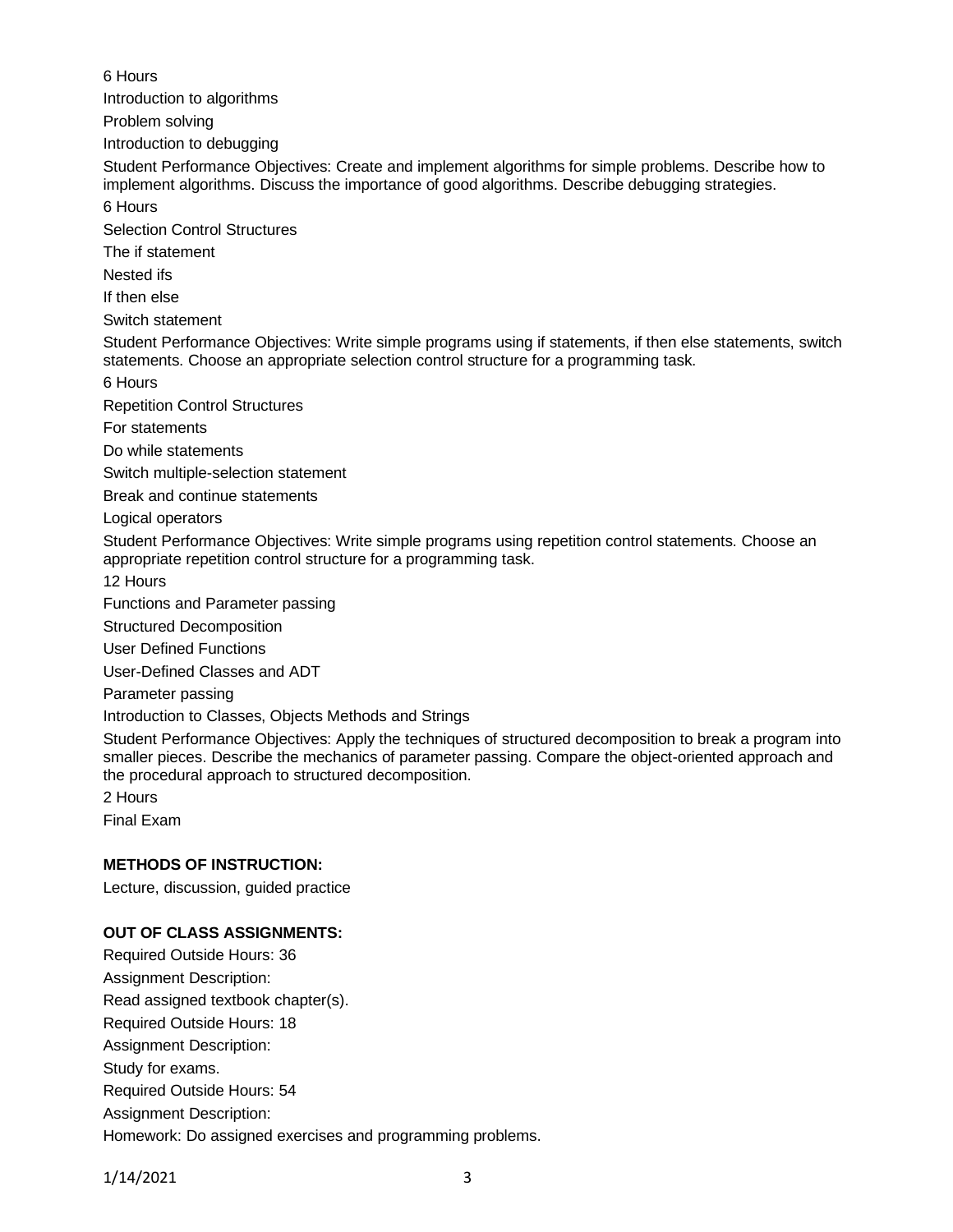6 Hours

Introduction to algorithms

Problem solving

Introduction to debugging

Student Performance Objectives: Create and implement algorithms for simple problems. Describe how to implement algorithms. Discuss the importance of good algorithms. Describe debugging strategies.

6 Hours

Selection Control Structures

The if statement

Nested ifs

If then else

Switch statement

Student Performance Objectives: Write simple programs using if statements, if then else statements, switch statements. Choose an appropriate selection control structure for a programming task.

6 Hours

Repetition Control Structures

For statements

Do while statements

Switch multiple-selection statement

Break and continue statements

Logical operators

Student Performance Objectives: Write simple programs using repetition control statements. Choose an appropriate repetition control structure for a programming task.

12 Hours

Functions and Parameter passing

Structured Decomposition

User Defined Functions

User-Defined Classes and ADT

Parameter passing

Introduction to Classes, Objects Methods and Strings

Student Performance Objectives: Apply the techniques of structured decomposition to break a program into smaller pieces. Describe the mechanics of parameter passing. Compare the object-oriented approach and the procedural approach to structured decomposition.

2 Hours

Final Exam

**METHODS OF INSTRUCTION:**

Lecture, discussion, guided practice

**OUT OF CLASS ASSIGNMENTS:**

Required Outside Hours: 36

Assignment Description:

Read assigned textbook chapter(s).

Required Outside Hours: 18

Assignment Description:

Study for exams.

Required Outside Hours: 54

Assignment Description:

Homework: Do assigned exercises and programming problems.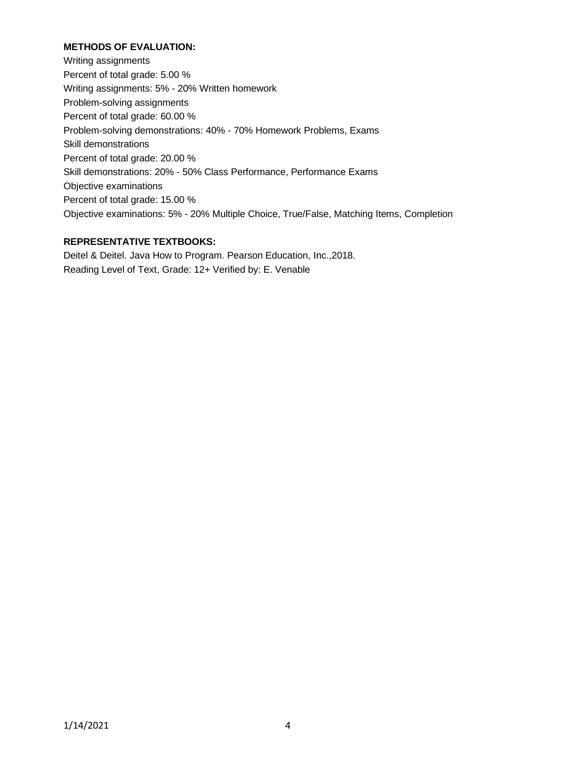**METHODS OF EVALUATION:**

Writing assignments
Percent of total grade: 5.00 %
Writing assignments: 5% - 20% Written homework
Problem-solving assignments
Percent of total grade: 60.00 %
Problem-solving demonstrations: 40% - 70% Homework Problems, Exams
Skill demonstrations
Percent of total grade: 20.00 %
Skill demonstrations: 20% - 50% Class Performance, Performance Exams
Objective examinations
Percent of total grade: 15.00 %
Objective examinations: 5% - 20% Multiple Choice, True/False, Matching Items, Completion

**REPRESENTATIVE TEXTBOOKS:**

Deitel & Deitel. Java How to Program. Pearson Education, Inc.,2018.
Reading Level of Text, Grade: 12+ Verified by: E. Venable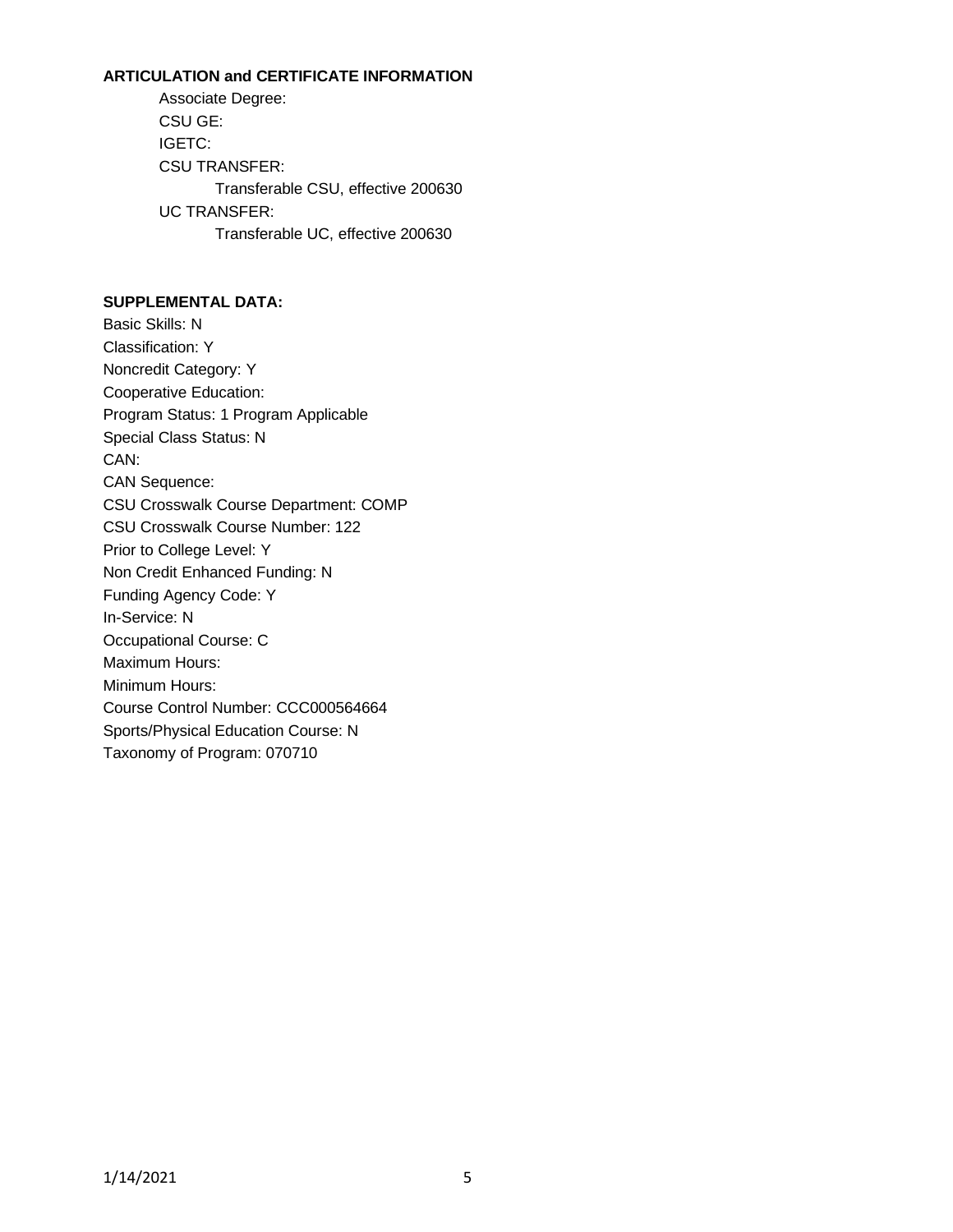**ARTICULATION and CERTIFICATE INFORMATION**

Associate Degree:

CSU GE:

IGETC:

CSU TRANSFER:

Transferable CSU, effective 200630

UC TRANSFER:

Transferable UC, effective 200630

**SUPPLEMENTAL DATA:**

Basic Skills: N
Classification: Y
Noncredit Category: Y
Cooperative Education:
Program Status: 1 Program Applicable
Special Class Status: N
CAN:
CAN Sequence:
CSU Crosswalk Course Department: COMP
CSU Crosswalk Course Number: 122
Prior to College Level: Y
Non Credit Enhanced Funding: N
Funding Agency Code: Y
In-Service: N
Occupational Course: C
Maximum Hours:
Minimum Hours:
Course Control Number: CCC000564664
Sports/Physical Education Course: N
Taxonomy of Program: 070710